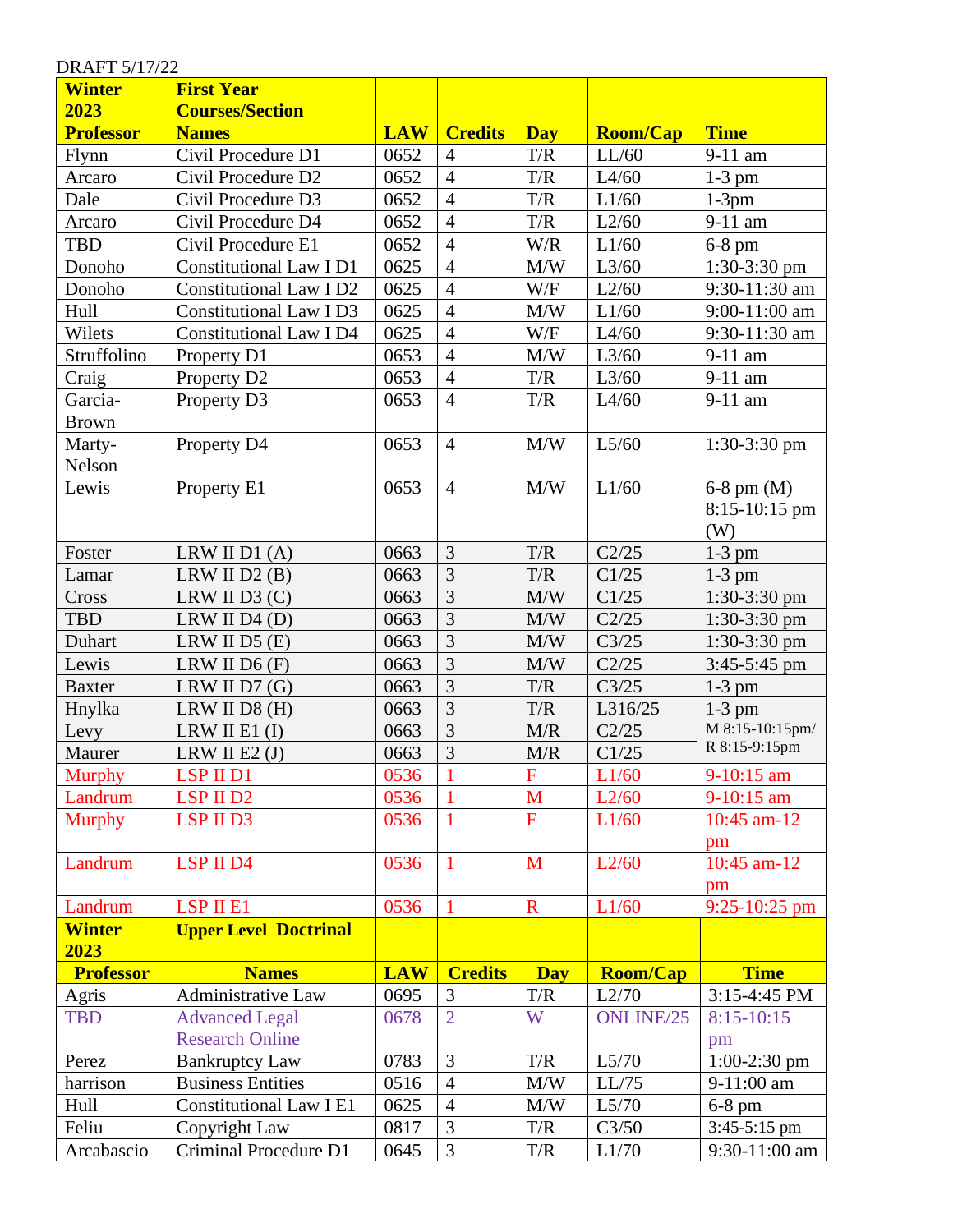DRAFT 5/17/22

| Winter 2023 | First Year Courses/Section | | | | | |
|---|---|---|---|---|---|---|
| **Professor** | **Names** | **LAW** | **Credits** | **Day** | **Room/Cap** | **Time** |
| Flynn | Civil Procedure D1 | 0652 | 4 | T/R | LL/60 | 9-11 am |
| Arcaro | Civil Procedure D2 | 0652 | 4 | T/R | L4/60 | 1-3 pm |
| Dale | Civil Procedure D3 | 0652 | 4 | T/R | L1/60 | 1-3pm |
| Arcaro | Civil Procedure D4 | 0652 | 4 | T/R | L2/60 | 9-11 am |
| TBD | Civil Procedure E1 | 0652 | 4 | W/R | L1/60 | 6-8 pm |
| Donoho | Constitutional Law I D1 | 0625 | 4 | M/W | L3/60 | 1:30-3:30 pm |
| Donoho | Constitutional Law I D2 | 0625 | 4 | W/F | L2/60 | 9:30-11:30 am |
| Hull | Constitutional Law I D3 | 0625 | 4 | M/W | L1/60 | 9:00-11:00 am |
| Wilets | Constitutional Law I D4 | 0625 | 4 | W/F | L4/60 | 9:30-11:30 am |
| Struffolino | Property D1 | 0653 | 4 | M/W | L3/60 | 9-11 am |
| Craig | Property D2 | 0653 | 4 | T/R | L3/60 | 9-11 am |
| Garcia-Brown | Property D3 | 0653 | 4 | T/R | L4/60 | 9-11 am |
| Marty-Nelson | Property D4 | 0653 | 4 | M/W | L5/60 | 1:30-3:30 pm |
| Lewis | Property E1 | 0653 | 4 | M/W | L1/60 | 6-8 pm (M) 8:15-10:15 pm (W) |
| Foster | LRW II D1 (A) | 0663 | 3 | T/R | C2/25 | 1-3 pm |
| Lamar | LRW II D2 (B) | 0663 | 3 | T/R | C1/25 | 1-3 pm |
| Cross | LRW II D3 (C) | 0663 | 3 | M/W | C1/25 | 1:30-3:30 pm |
| TBD | LRW II D4 (D) | 0663 | 3 | M/W | C2/25 | 1:30-3:30 pm |
| Duhart | LRW II D5 (E) | 0663 | 3 | M/W | C3/25 | 1:30-3:30 pm |
| Lewis | LRW II D6 (F) | 0663 | 3 | M/W | C2/25 | 3:45-5:45 pm |
| Baxter | LRW II D7 (G) | 0663 | 3 | T/R | C3/25 | 1-3 pm |
| Hnylka | LRW II D8 (H) | 0663 | 3 | T/R | L316/25 | 1-3 pm |
| Levy | LRW II E1 (I) | 0663 | 3 | M/R | C2/25 | M 8:15-10:15pm/ R 8:15-9:15pm |
| Maurer | LRW II E2 (J) | 0663 | 3 | M/R | C1/25 | |
| Murphy | LSP II D1 | 0536 | 1 | F | L1/60 | 9-10:15 am |
| Landrum | LSP II D2 | 0536 | 1 | M | L2/60 | 9-10:15 am |
| Murphy | LSP II D3 | 0536 | 1 | F | L1/60 | 10:45 am-12 pm |
| Landrum | LSP II D4 | 0536 | 1 | M | L2/60 | 10:45 am-12 pm |
| Landrum | LSP II E1 | 0536 | 1 | R | L1/60 | 9:25-10:25 pm |
| **Winter 2023** | **Upper Level Doctrinal** | | | | | |
| **Professor** | **Names** | **LAW** | **Credits** | **Day** | **Room/Cap** | **Time** |
| Agris | Administrative Law | 0695 | 3 | T/R | L2/70 | 3:15-4:45 PM |
| TBD | Advanced Legal Research Online | 0678 | 2 | W | ONLINE/25 | 8:15-10:15 pm |
| Perez | Bankruptcy Law | 0783 | 3 | T/R | L5/70 | 1:00-2:30 pm |
| harrison | Business Entities | 0516 | 4 | M/W | LL/75 | 9-11:00 am |
| Hull | Constitutional Law I E1 | 0625 | 4 | M/W | L5/70 | 6-8 pm |
| Feliu | Copyright Law | 0817 | 3 | T/R | C3/50 | 3:45-5:15 pm |
| Arcabascio | Criminal Procedure D1 | 0645 | 3 | T/R | L1/70 | 9:30-11:00 am |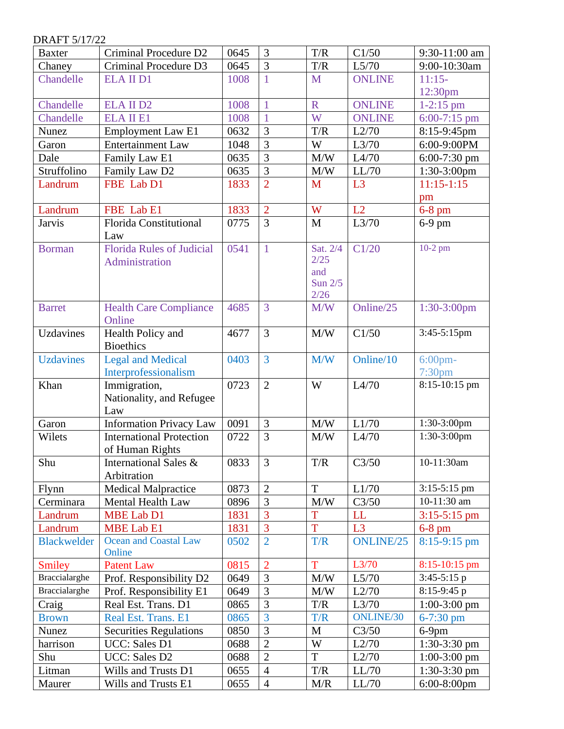DRAFT 5/17/22

| | | | | | | |
|---|---|---|---|---|---|---|
| Baxter | Criminal Procedure D2 | 0645 | 3 | T/R | C1/50 | 9:30-11:00 am |
| Chaney | Criminal Procedure D3 | 0645 | 3 | T/R | L5/70 | 9:00-10:30am |
| Chandelle | ELA II D1 | 1008 | 1 | M | ONLINE | 11:15-12:30pm |
| Chandelle | ELA II D2 | 1008 | 1 | R | ONLINE | 1-2:15 pm |
| Chandelle | ELA II E1 | 1008 | 1 | W | ONLINE | 6:00-7:15 pm |
| Nunez | Employment Law E1 | 0632 | 3 | T/R | L2/70 | 8:15-9:45pm |
| Garon | Entertainment Law | 1048 | 3 | W | L3/70 | 6:00-9:00PM |
| Dale | Family Law E1 | 0635 | 3 | M/W | L4/70 | 6:00-7:30 pm |
| Struffolino | Family Law D2 | 0635 | 3 | M/W | LL/70 | 1:30-3:00pm |
| Landrum | FBE Lab D1 | 1833 | 2 | M | L3 | 11:15-1:15 pm |
| Landrum | FBE Lab E1 | 1833 | 2 | W | L2 | 6-8 pm |
| Jarvis | Florida Constitutional Law | 0775 | 3 | M | L3/70 | 6-9 pm |
| Borman | Florida Rules of Judicial Administration | 0541 | 1 | Sat. 2/4 2/25 and Sun 2/5 2/26 | C1/20 | 10-2 pm |
| Barret | Health Care Compliance Online | 4685 | 3 | M/W | Online/25 | 1:30-3:00pm |
| Uzdavines | Health Policy and Bioethics | 4677 | 3 | M/W | C1/50 | 3:45-5:15pm |
| Uzdavines | Legal and Medical Interprofessionalism | 0403 | 3 | M/W | Online/10 | 6:00pm-7:30pm |
| Khan | Immigration, Nationality, and Refugee Law | 0723 | 2 | W | L4/70 | 8:15-10:15 pm |
| Garon | Information Privacy Law | 0091 | 3 | M/W | L1/70 | 1:30-3:00pm |
| Wilets | International Protection of Human Rights | 0722 | 3 | M/W | L4/70 | 1:30-3:00pm |
| Shu | International Sales & Arbitration | 0833 | 3 | T/R | C3/50 | 10-11:30am |
| Flynn | Medical Malpractice | 0873 | 2 | T | L1/70 | 3:15-5:15 pm |
| Cerminara | Mental Health Law | 0896 | 3 | M/W | C3/50 | 10-11:30 am |
| Landrum | MBE Lab D1 | 1831 | 3 | T | LL | 3:15-5:15 pm |
| Landrum | MBE Lab E1 | 1831 | 3 | T | L3 | 6-8 pm |
| Blackwelder | Ocean and Coastal Law Online | 0502 | 2 | T/R | ONLINE/25 | 8:15-9:15 pm |
| Smiley | Patent Law | 0815 | 2 | T | L3/70 | 8:15-10:15 pm |
| Braccialarghe | Prof. Responsibility D2 | 0649 | 3 | M/W | L5/70 | 3:45-5:15 p |
| Braccialarghe | Prof. Responsibility E1 | 0649 | 3 | M/W | L2/70 | 8:15-9:45 p |
| Craig | Real Est. Trans. D1 | 0865 | 3 | T/R | L3/70 | 1:00-3:00 pm |
| Brown | Real Est. Trans. E1 | 0865 | 3 | T/R | ONLINE/30 | 6-7:30 pm |
| Nunez | Securities Regulations | 0850 | 3 | M | C3/50 | 6-9pm |
| harrison | UCC: Sales D1 | 0688 | 2 | W | L2/70 | 1:30-3:30 pm |
| Shu | UCC: Sales D2 | 0688 | 2 | T | L2/70 | 1:00-3:00 pm |
| Litman | Wills and Trusts D1 | 0655 | 4 | T/R | LL/70 | 1:30-3:30 pm |
| Maurer | Wills and Trusts E1 | 0655 | 4 | M/R | LL/70 | 6:00-8:00pm |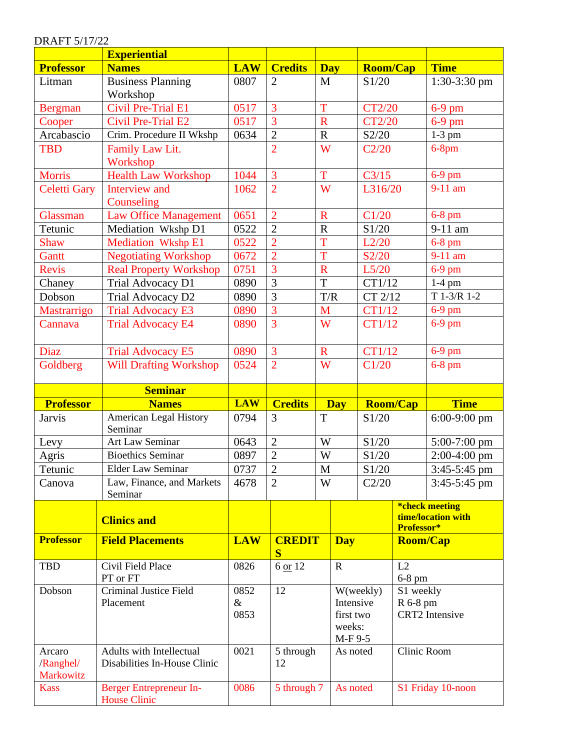DRAFT 5/17/22

| Professor | Experiential Names | LAW | Credits | Day | Room/Cap | Time |
|---|---|---|---|---|---|---|
| Litman | Business Planning Workshop | 0807 | 2 | M | S1/20 | 1:30-3:30 pm |
| Bergman | Civil Pre-Trial E1 | 0517 | 3 | T | CT2/20 | 6-9 pm |
| Cooper | Civil Pre-Trial E2 | 0517 | 3 | R | CT2/20 | 6-9 pm |
| Arcabascio | Crim. Procedure II Wkshp | 0634 | 2 | R | S2/20 | 1-3 pm |
| TBD | Family Law Lit. Workshop | | 2 | W | C2/20 | 6-8pm |
| Morris | Health Law Workshop | 1044 | 3 | T | C3/15 | 6-9 pm |
| Celetti Gary | Interview and Counseling | 1062 | 2 | W | L316/20 | 9-11 am |
| Glassman | Law Office Management | 0651 | 2 | R | C1/20 | 6-8 pm |
| Tetunic | Mediation Wkshp D1 | 0522 | 2 | R | S1/20 | 9-11 am |
| Shaw | Mediation Wkshp E1 | 0522 | 2 | T | L2/20 | 6-8 pm |
| Gantt | Negotiating Workshop | 0672 | 2 | T | S2/20 | 9-11 am |
| Revis | Real Property Workshop | 0751 | 3 | R | L5/20 | 6-9 pm |
| Chaney | Trial Advocacy D1 | 0890 | 3 | T | CT1/12 | 1-4 pm |
| Dobson | Trial Advocacy D2 | 0890 | 3 | T/R | CT 2/12 | T 1-3/R 1-2 |
| Mastrarrigo | Trial Advocacy E3 | 0890 | 3 | M | CT1/12 | 6-9 pm |
| Cannava | Trial Advocacy E4 | 0890 | 3 | W | CT1/12 | 6-9 pm |
| Diaz | Trial Advocacy E5 | 0890 | 3 | R | CT1/12 | 6-9 pm |
| Goldberg | Will Drafting Workshop | 0524 | 2 | W | C1/20 | 6-8 pm |
| **Professor** | **Seminar Names** | **LAW** | **Credits** | **Day** | **Room/Cap** | **Time** |
| Jarvis | American Legal History Seminar | 0794 | 3 | T | S1/20 | 6:00-9:00 pm |
| Levy | Art Law Seminar | 0643 | 2 | W | S1/20 | 5:00-7:00 pm |
| Agris | Bioethics Seminar | 0897 | 2 | W | S1/20 | 2:00-4:00 pm |
| Tetunic | Elder Law Seminar | 0737 | 2 | M | S1/20 | 3:45-5:45 pm |
| Canova | Law, Finance, and Markets Seminar | 4678 | 2 | W | C2/20 | 3:45-5:45 pm |

| Professor | Clinics and Field Placements | LAW | CREDITS | Day | *check meeting time/location with Professor* Room/Cap |
|---|---|---|---|---|---|
| TBD | Civil Field Place PT or FT | 0826 | 6 or 12 | R | L2 6-8 pm |
| Dobson | Criminal Justice Field Placement | 0852 & 0853 | 12 | W(weekly) Intensive first two weeks: M-F 9-5 | S1 weekly R 6-8 pm CRT2 Intensive |
| Arcaro /Ranghel/ Markowitz | Adults with Intellectual Disabilities In-House Clinic | 0021 | 5 through 12 | As noted | Clinic Room |
| Kass | Berger Entrepreneur In-House Clinic | 0086 | 5 through 7 | As noted | S1 Friday 10-noon |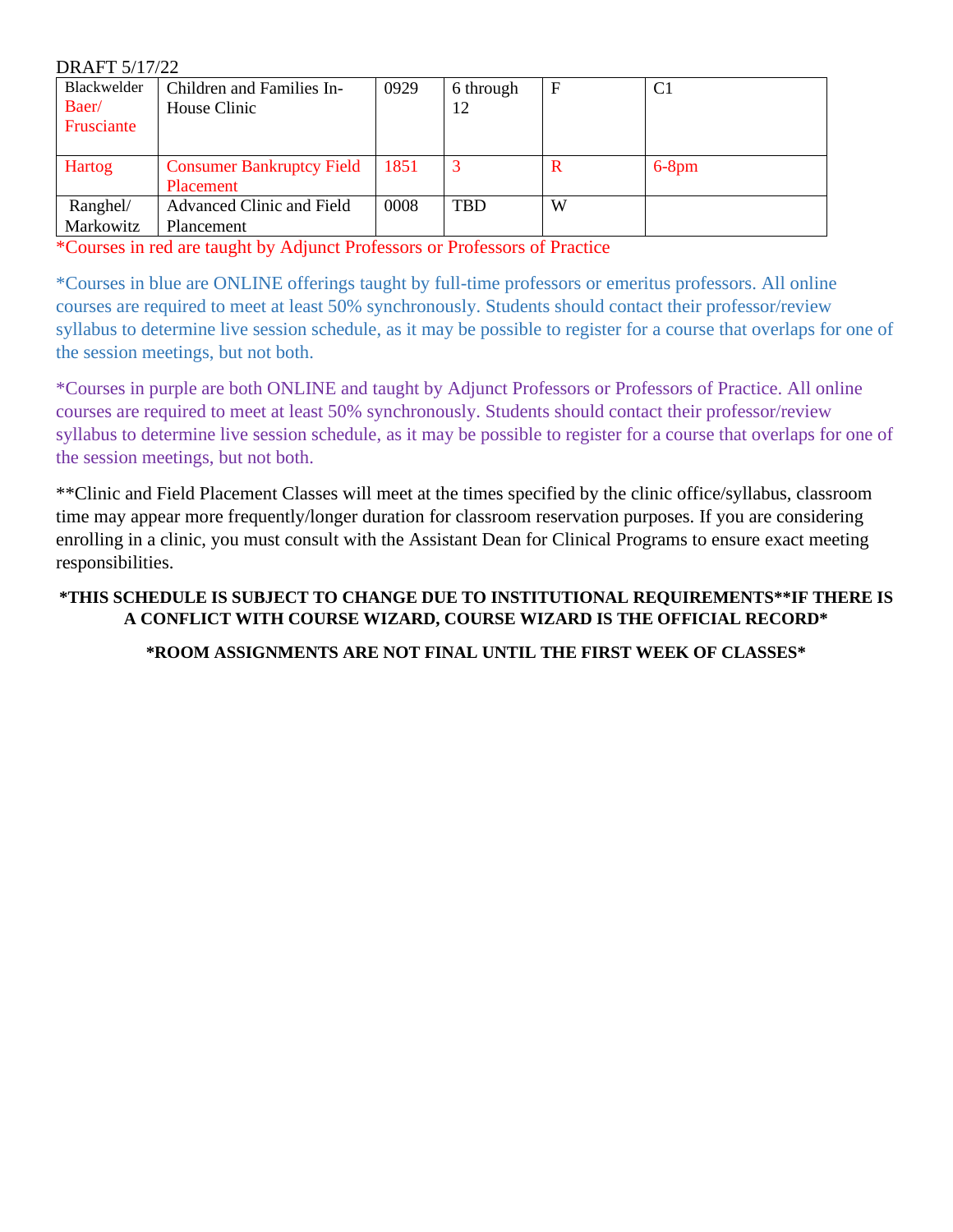DRAFT 5/17/22

| | | | | | |
|---|---|---|---|---|---|
| Blackwelder Baer/ Frusciante | Children and Families In-House Clinic | 0929 | 6 through 12 | F | C1 |
| Hartog | Consumer Bankruptcy Field Placement | 1851 | 3 | R | 6-8pm |
| Ranghel/ Markowitz | Advanced Clinic and Field Plancement | 0008 | TBD | W | |

*Courses in red are taught by Adjunct Professors or Professors of Practice

*Courses in blue are ONLINE offerings taught by full-time professors or emeritus professors. All online courses are required to meet at least 50% synchronously. Students should contact their professor/review syllabus to determine live session schedule, as it may be possible to register for a course that overlaps for one of the session meetings, but not both.

*Courses in purple are both ONLINE and taught by Adjunct Professors or Professors of Practice. All online courses are required to meet at least 50% synchronously. Students should contact their professor/review syllabus to determine live session schedule, as it may be possible to register for a course that overlaps for one of the session meetings, but not both.

**Clinic and Field Placement Classes will meet at the times specified by the clinic office/syllabus, classroom time may appear more frequently/longer duration for classroom reservation purposes. If you are considering enrolling in a clinic, you must consult with the Assistant Dean for Clinical Programs to ensure exact meeting responsibilities.

**\*THIS SCHEDULE IS SUBJECT TO CHANGE DUE TO INSTITUTIONAL REQUIREMENTS\*\*IF THERE IS A CONFLICT WITH COURSE WIZARD, COURSE WIZARD IS THE OFFICIAL RECORD\***

**\*ROOM ASSIGNMENTS ARE NOT FINAL UNTIL THE FIRST WEEK OF CLASSES\***